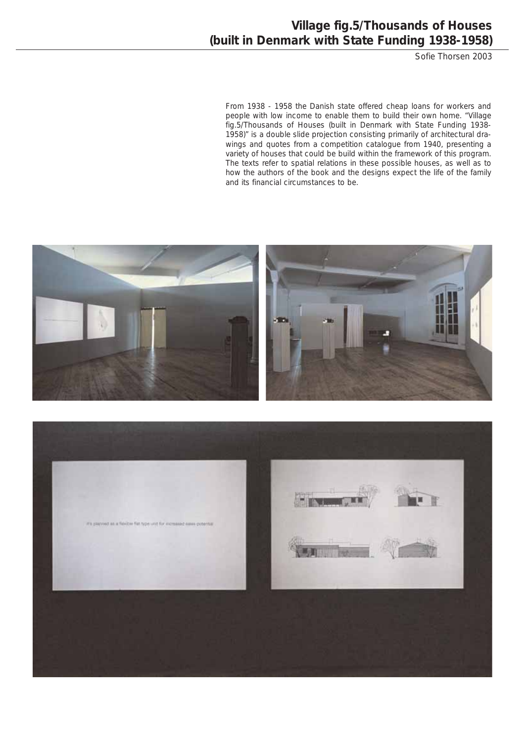# Village fig.5/Thousands of Houses (built in Denmark with State Funding 1938-1958)

Sofie Thorsen 2003

From 1938 - 1958 the Danish state offered cheap loans for workers and people with low income to enable them to build their own home. "Village fig.5/Thousands of Houses (built in Denmark with State Funding 1938-1958)" is a double slide projection consisting primarily of architectural drawings and quotes from a competition catalogue from 1940, presenting a variety of houses that could be build within the framework of this program. The texts refer to spatial relations in these possible houses, as well as to how the authors of the book and the designs expect the life of the family and its financial circumstances to be.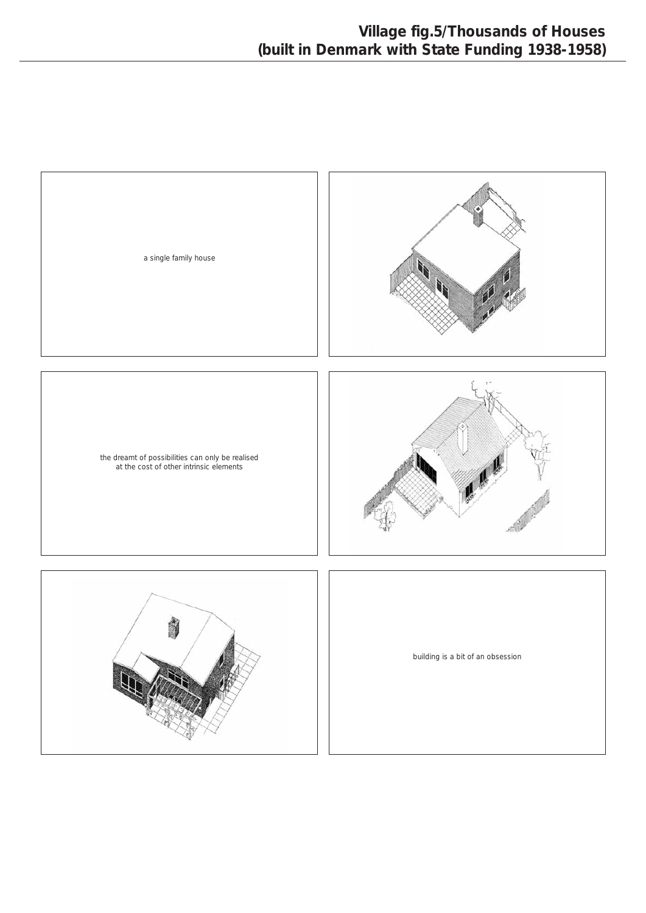# Village fig.5/Thousands of Houses (built in Denmark with State Funding 1938-1958)

a single family house

the dreamt of possibilities can only be realised at the cost of other intrinsic elements

building is a bit of an obsession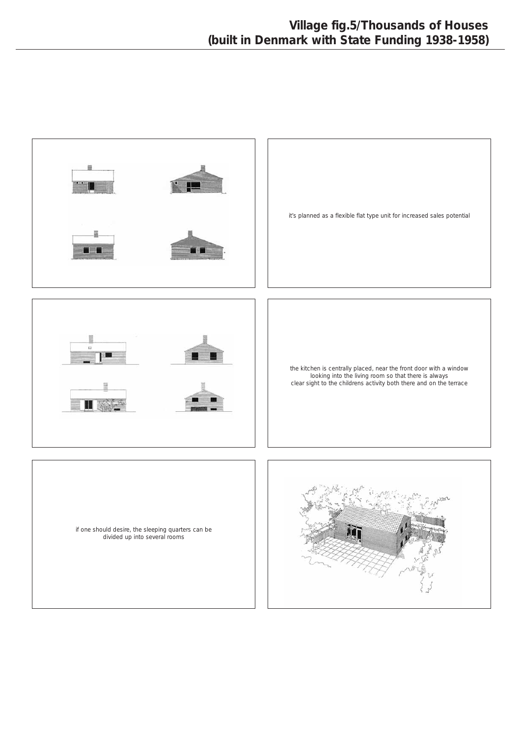# Village fig.5/Thousands of Houses (built in Denmark with State Funding 1938-1958)

it's planned as a flexible flat type unit for increased sales potential

the kitchen is centrally placed, near the front door with a window looking into the living room so that there is always clear sight to the childrens activity both there and on the terrace

if one should desire, the sleeping quarters can be divided up into several rooms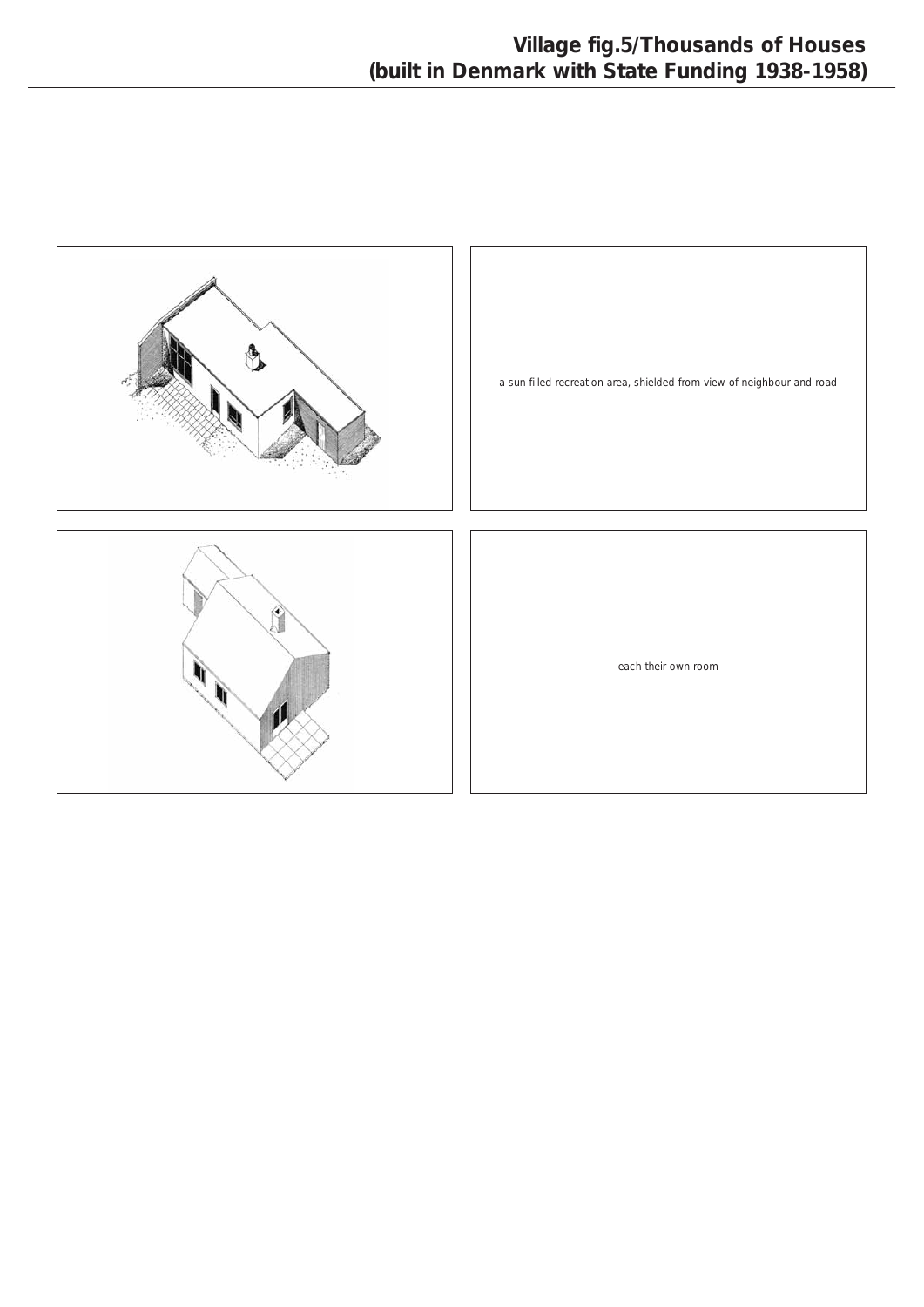# Village fig.5/Thousands of Houses (built in Denmark with State Funding 1938-1958)

a sun filled recreation area, shielded from view of neighbour and road

each their own room